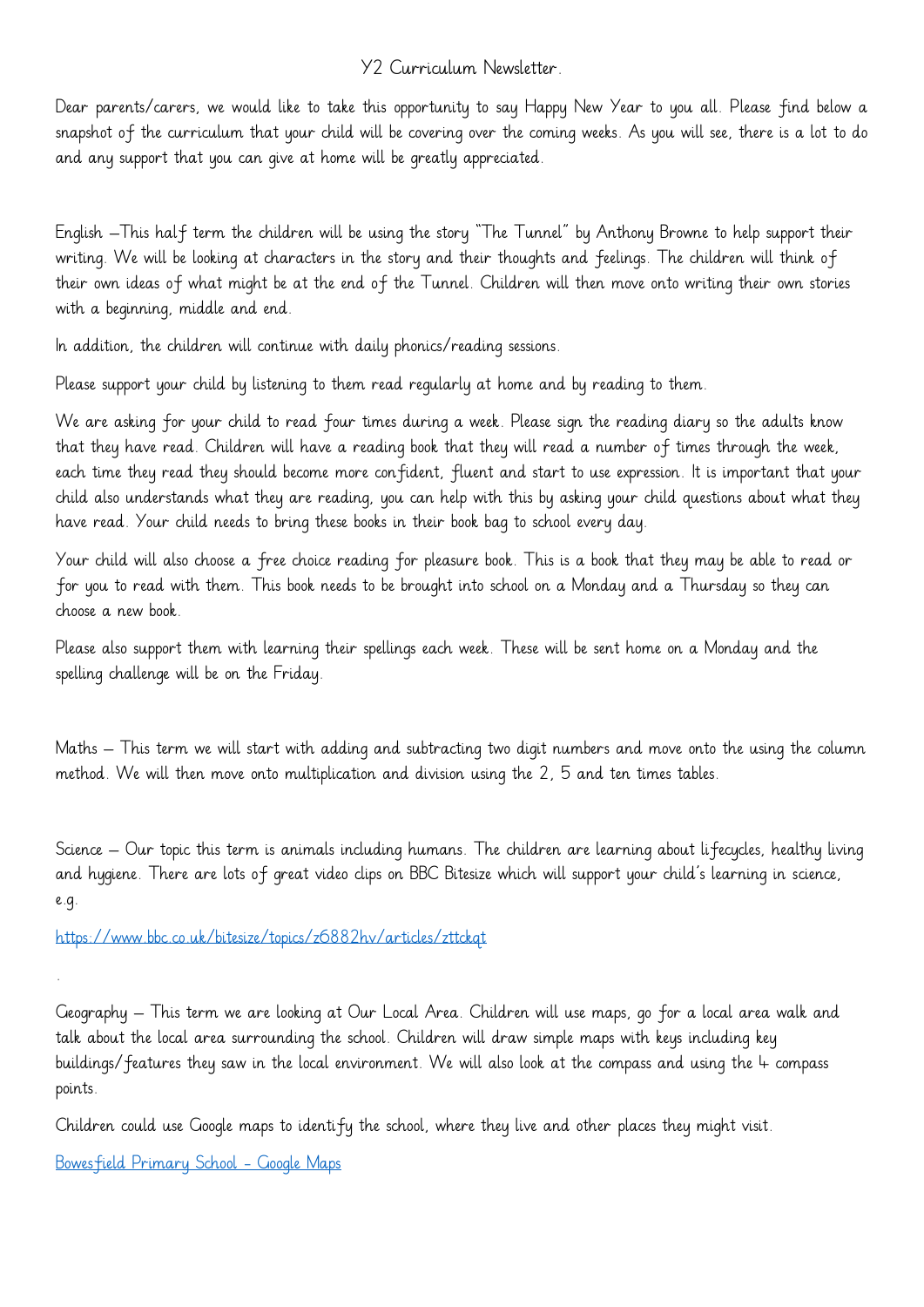# Y2 Curriculum Newsletter.

Dear parents/carers, we would like to take this opportunity to say Happy New Year to you all. Please find below a snapshot of the curriculum that your child will be covering over the coming weeks. As you will see, there is a lot to do and any support that you can give at home will be greatly appreciated.

English –This half term the children will be using the story "The Tunnel" by Anthony Browne to help support their writing. We will be looking at characters in the story and their thoughts and feelings. The children will think of their own ideas of what might be at the end of the Tunnel. Children will then move onto writing their own stories with a beginning, middle and end.

In addition, the children will continue with daily phonics/reading sessions.

Please support your child by listening to them read regularly at home and by reading to them.

We are asking for your child to read four times during a week. Please sign the reading diary so the adults know that they have read. Children will have a reading book that they will read a number of times through the week, each time they read they should become more confident, fluent and start to use expression. It is important that your child also understands what they are reading, you can help with this by asking your child questions about what they have read. Your child needs to bring these books in their book bag to school every day.

Your child will also choose a free choice reading for pleasure book. This is a book that they may be able to read or for you to read with them. This book needs to be brought into school on a Monday and a Thursday so they can choose a new book.

Please also support them with learning their spellings each week. These will be sent home on a Monday and the spelling challenge will be on the Friday.

Maths – This term we will start with adding and subtracting two digit numbers and move onto the using the column method. We will then move onto multiplication and division using the 2, 5 and ten times tables.

Science – Our topic this term is animals including humans. The children are learning about lifecycles, healthy living and hygiene. There are lots of great video clips on BBC Bitesize which will support your child's learning in science, e.g.

https://www.bbc.co.uk/bitesize/topics/z6882hv/articles/zttckqt

.

Geography – This term we are looking at Our Local Area. Children will use maps, go for a local area walk and talk about the local area surrounding the school. Children will draw simple maps with keys including key buildings/features they saw in the local environment. We will also look at the compass and using the 4 compass points.

Children could use Google maps to identify the school, where they live and other places they might visit.

Bowesfield Primary School - Google Maps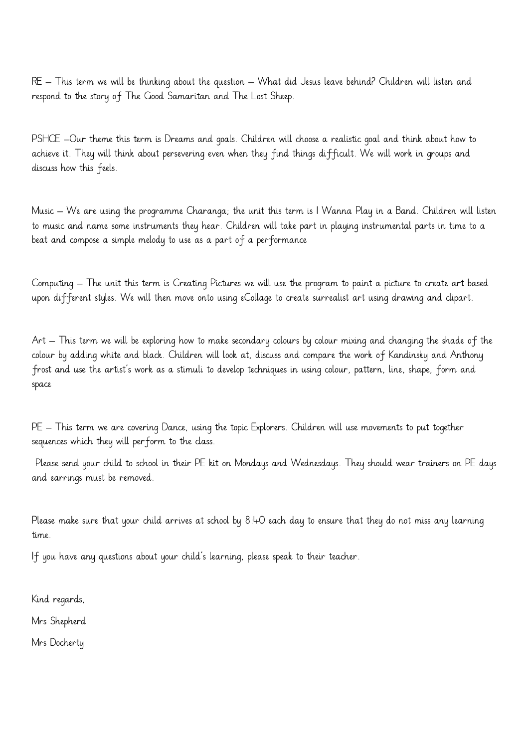RE – This term we will be thinking about the question – What did Jesus leave behind? Children will listen and respond to the story of The Good Samaritan and The Lost Sheep.

PSHCE –Our theme this term is Dreams and goals. Children will choose a realistic goal and think about how to achieve it. They will think about persevering even when they find things difficult. We will work in groups and discuss how this feels.

Music – We are using the programme Charanga; the unit this term is I Wanna Play in a Band. Children will listen to music and name some instruments they hear. Children will take part in playing instrumental parts in time to a beat and compose a simple melody to use as a part of a performance

Computing – The unit this term is Creating Pictures we will use the program to paint a picture to create art based upon different styles. We will then move onto using eCollage to create surrealist art using drawing and clipart.

Art – This term we will be exploring how to make secondary colours by colour mixing and changing the shade of the colour by adding white and black. Children will look at, discuss and compare the work of Kandinsky and Anthony frost and use the artist's work as a stimuli to develop techniques in using colour, pattern, line, shape, form and space

PE – This term we are covering Dance, using the topic Explorers. Children will use movements to put together sequences which they will perform to the class.

Please send your child to school in their PE kit on Mondays and Wednesdays. They should wear trainers on PE days and earrings must be removed.

Please make sure that your child arrives at school by 8:40 each day to ensure that they do not miss any learning time.

If you have any questions about your child's learning, please speak to their teacher.

Kind regards,

Mrs Shepherd

Mrs Docherty